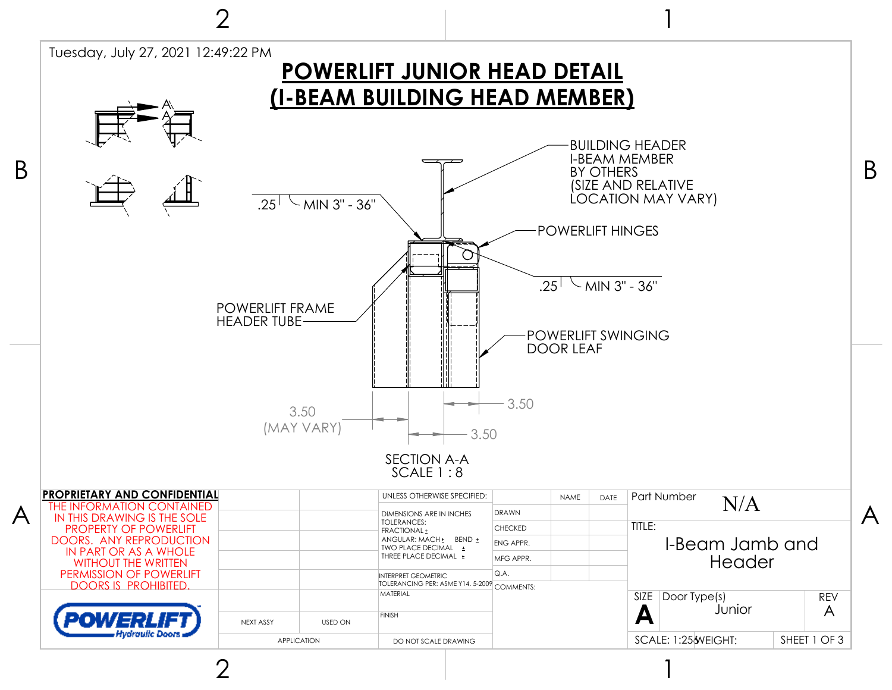Tuesday, July 27, 2021 12:49:22 PM

# POWERLIFT JUNIOR HEAD DETAIL
# (I-BEAM BUILDING HEAD MEMBER)

BUILDING HEADER I-BEAM MEMBER BY OTHERS (SIZE AND RELATIVE LOCATION MAY VARY)

.25 MIN 3" - 36"

POWERLIFT HINGES

.25 MIN 3" - 36"

POWERLIFT FRAME HEADER TUBE

POWERLIFT SWINGING DOOR LEAF

3.50 (MAY VARY)

3.50

3.50

SECTION A-A
SCALE 1 : 8

**PROPRIETARY AND CONFIDENTIAL**

THE INFORMATION CONTAINED IN THIS DRAWING IS THE SOLE PROPERTY OF POWERLIFT DOORS. ANY REPRODUCTION IN PART OR AS A WHOLE WITHOUT THE WRITTEN PERMISSION OF POWERLIFT DOORS IS PROHIBITED.

POWERLIFT Hydraulic Doors

| NEXT ASSY | USED ON |
| --- | --- |
| APPLICATION | |

UNLESS OTHERWISE SPECIFIED:

DIMENSIONS ARE IN INCHES
TOLERANCES:
FRACTIONAL ±
ANGULAR: MACH ± BEND ±
TWO PLACE DECIMAL ±
THREE PLACE DECIMAL ±

INTERPRET GEOMETRIC TOLERANCING PER: ASME Y14. 5-2009

MATERIAL

FINISH

DO NOT SCALE DRAWING

| | NAME | DATE |
| --- | --- | --- |
| DRAWN | | |
| CHECKED | | |
| ENG APPR. | | |
| MFG APPR. | | |
| Q.A. | | |

COMMENTS:

Part Number: N/A

TITLE: I-Beam Jamb and Header

| SIZE | Door Type(s) | REV |
| --- | --- | --- |
| A | Junior | A |

SCALE: 1:25 WEIGHT: SHEET 1 OF 3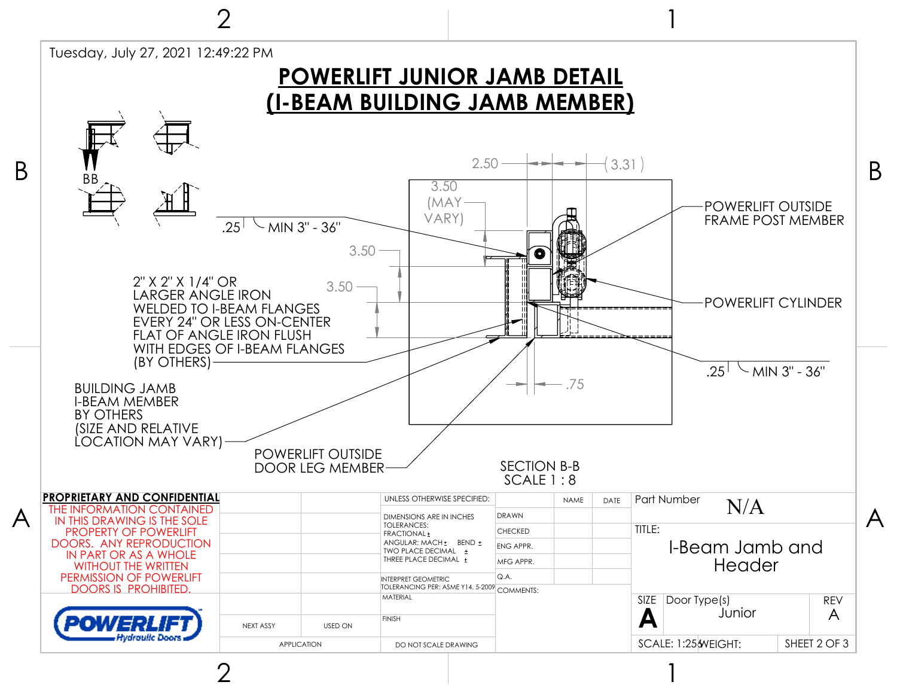Tuesday, July 27, 2021 12:49:22 PM

# POWERLIFT JUNIOR JAMB DETAIL
# (I-BEAM BUILDING JAMB MEMBER)

BB

2.50 (3.31)

3.50 (MAY VARY)

.25 MIN 3" - 36"

3.50

3.50

2" X 2" X 1/4" OR LARGER ANGLE IRON WELDED TO I-BEAM FLANGES EVERY 24" OR LESS ON-CENTER FLAT OF ANGLE IRON FLUSH WITH EDGES OF I-BEAM FLANGES (BY OTHERS)

BUILDING JAMB I-BEAM MEMBER BY OTHERS (SIZE AND RELATIVE LOCATION MAY VARY)

POWERLIFT OUTSIDE DOOR LEG MEMBER

POWERLIFT OUTSIDE FRAME POST MEMBER

POWERLIFT CYLINDER

.25 MIN 3" - 36"

.75

SECTION B-B
SCALE 1 : 8

**PROPRIETARY AND CONFIDENTIAL**

THE INFORMATION CONTAINED IN THIS DRAWING IS THE SOLE PROPERTY OF POWERLIFT DOORS. ANY REPRODUCTION IN PART OR AS A WHOLE WITHOUT THE WRITTEN PERMISSION OF POWERLIFT DOORS IS PROHIBITED.

POWERLIFT Hydraulic Doors

| NEXT ASSY | USED ON |
| --- | --- |
| APPLICATION | |

UNLESS OTHERWISE SPECIFIED:
DIMENSIONS ARE IN INCHES
TOLERANCES:
FRACTIONAL ±
ANGULAR: MACH ± BEND ±
TWO PLACE DECIMAL ±
THREE PLACE DECIMAL ±

INTERPRET GEOMETRIC TOLERANCING PER: ASME Y14. 5-2009

MATERIAL

FINISH

DO NOT SCALE DRAWING

| | NAME | DATE |
| --- | --- | --- |
| DRAWN | | |
| CHECKED | | |
| ENG APPR. | | |
| MFG APPR. | | |
| Q.A. | | |

COMMENTS:

Part Number: N/A

TITLE: I-Beam Jamb and Header

SIZE: A | Door Type(s): Junior | REV: A

SCALE: 1:25 | WEIGHT: | SHEET 2 OF 3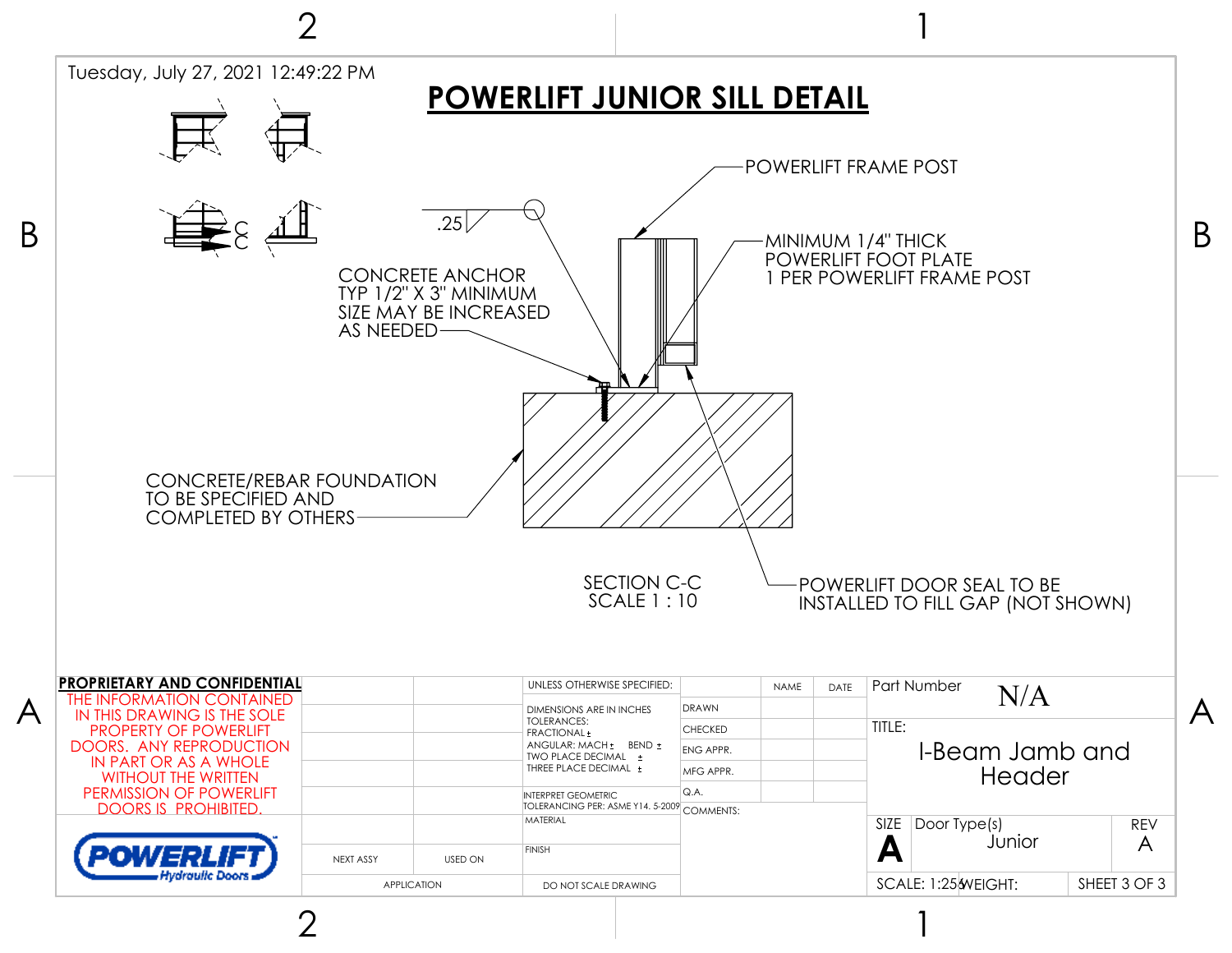Tuesday, July 27, 2021 12:49:22 PM

# POWERLIFT JUNIOR SILL DETAIL

POWERLIFT FRAME POST

.25

MINIMUM 1/4" THICK
POWERLIFT FOOT PLATE
1 PER POWERLIFT FRAME POST

CONCRETE ANCHOR
TYP 1/2" X 3" MINIMUM
SIZE MAY BE INCREASED
AS NEEDED

CONCRETE/REBAR FOUNDATION
TO BE SPECIFIED AND
COMPLETED BY OTHERS

SECTION C-C
SCALE 1 : 10

POWERLIFT DOOR SEAL TO BE
INSTALLED TO FILL GAP (NOT SHOWN)

**PROPRIETARY AND CONFIDENTIAL**

THE INFORMATION CONTAINED IN THIS DRAWING IS THE SOLE PROPERTY OF POWERLIFT DOORS. ANY REPRODUCTION IN PART OR AS A WHOLE WITHOUT THE WRITTEN PERMISSION OF POWERLIFT DOORS IS PROHIBITED.

POWERLIFT Hydraulic Doors

| NEXT ASSY | USED ON |
|---|---|
| APPLICATION | |

UNLESS OTHERWISE SPECIFIED:
DIMENSIONS ARE IN INCHES
TOLERANCES:
FRACTIONAL ±
ANGULAR: MACH ± BEND ±
TWO PLACE DECIMAL ±
THREE PLACE DECIMAL ±
INTERPRET GEOMETRIC TOLERANCING PER: ASME Y14. 5-2009
MATERIAL
FINISH
DO NOT SCALE DRAWING

| | NAME | DATE |
|---|---|---|
| DRAWN | | |
| CHECKED | | |
| ENG APPR. | | |
| MFG APPR. | | |
| Q.A. | | |

COMMENTS:

Part Number N/A

TITLE: I-Beam Jamb and Header

SIZE A | Door Type(s) Junior | REV A

SCALE: 1:25 | WEIGHT: | SHEET 3 OF 3